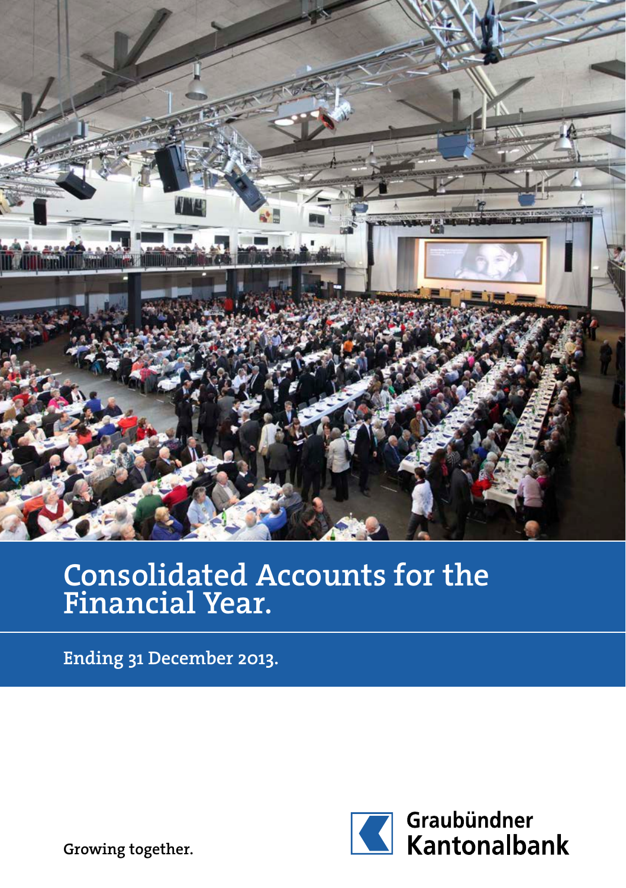# Consolidated Accounts for the Financial Year.

Ending 31 December 2013.

Growing together.

Graubündner Kantonalbank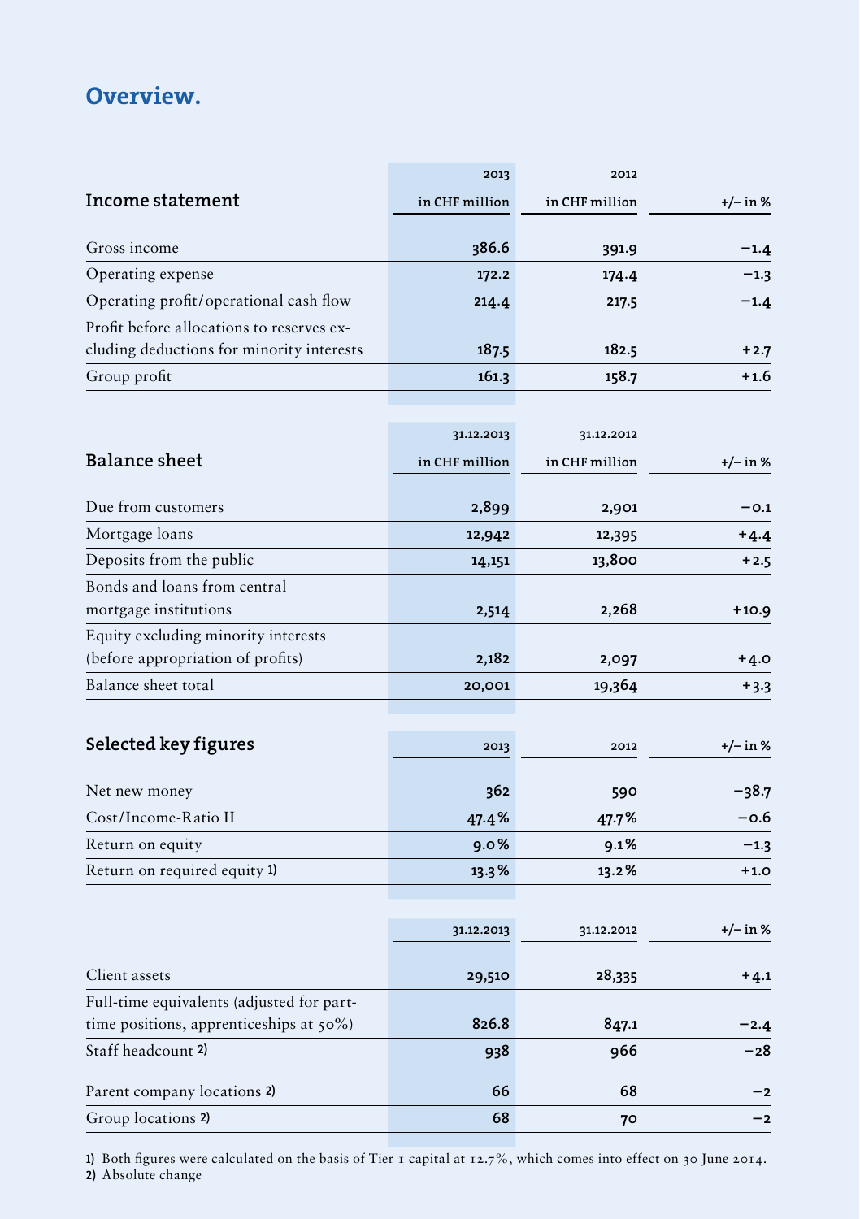# Overview.

| Income statement | 2013 in CHF million | 2012 in CHF million | +/– in % |
|---|---|---|---|
| Gross income | 386.6 | 391.9 | –1.4 |
| Operating expense | 172.2 | 174.4 | –1.3 |
| Operating profit/operational cash flow | 214.4 | 217.5 | –1.4 |
| Profit before allocations to reserves excluding deductions for minority interests | 187.5 | 182.5 | +2.7 |
| Group profit | 161.3 | 158.7 | +1.6 |

| Balance sheet | 31.12.2013 in CHF million | 31.12.2012 in CHF million | +/– in % |
|---|---|---|---|
| Due from customers | 2,899 | 2,901 | –0.1 |
| Mortgage loans | 12,942 | 12,395 | +4.4 |
| Deposits from the public | 14,151 | 13,800 | +2.5 |
| Bonds and loans from central mortgage institutions | 2,514 | 2,268 | +10.9 |
| Equity excluding minority interests (before appropriation of profits) | 2,182 | 2,097 | +4.0 |
| Balance sheet total | 20,001 | 19,364 | +3.3 |

| Selected key figures | 2013 | 2012 | +/– in % |
|---|---|---|---|
| Net new money | 362 | 590 | –38.7 |
| Cost/Income-Ratio II | 47.4% | 47.7% | –0.6 |
| Return on equity | 9.0% | 9.1% | –1.3 |
| Return on required equity 1) | 13.3% | 13.2% | +1.0 |

| | 31.12.2013 | 31.12.2012 | +/– in % |
|---|---|---|---|
| Client assets | 29,510 | 28,335 | +4.1 |
| Full-time equivalents (adjusted for part-time positions, apprenticeships at 50%) | 826.8 | 847.1 | –2.4 |
| Staff headcount 2) | 938 | 966 | –28 |
| Parent company locations 2) | 66 | 68 | –2 |
| Group locations 2) | 68 | 70 | –2 |

1) Both figures were calculated on the basis of Tier 1 capital at 12.7%, which comes into effect on 30 June 2014.
2) Absolute change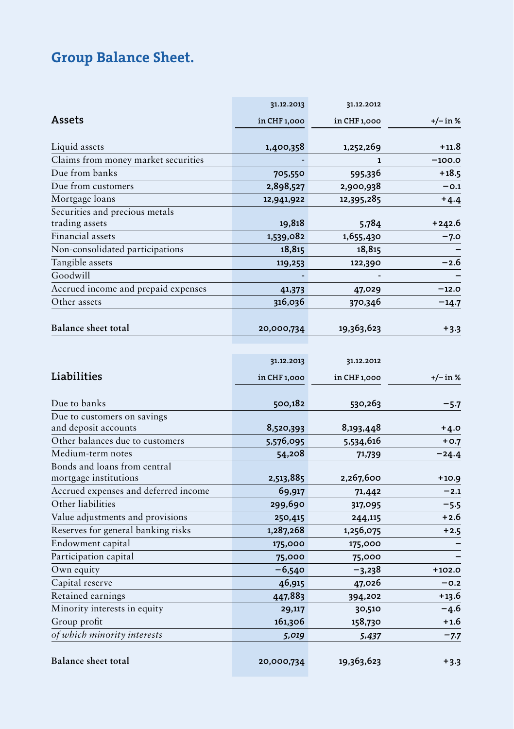# Group Balance Sheet.

| Assets | 31.12.2013<br>in CHF 1,000 | 31.12.2012<br>in CHF 1,000 | +/– in % |
|---|---|---|---|
| Liquid assets | **1,400,358** | 1,252,269 | +11.8 |
| Claims from money market securities | **-** | 1 | −100.0 |
| Due from banks | **705,550** | 595,336 | +18.5 |
| Due from customers | **2,898,527** | 2,900,938 | −0.1 |
| Mortgage loans | **12,941,922** | 12,395,285 | +4.4 |
| Securities and precious metals trading assets | **19,818** | 5,784 | +242.6 |
| Financial assets | **1,539,082** | 1,655,430 | −7.0 |
| Non-consolidated participations | **18,815** | 18,815 | – |
| Tangible assets | **119,253** | 122,390 | −2.6 |
| Goodwill | **-** | - | – |
| Accrued income and prepaid expenses | **41,373** | 47,029 | −12.0 |
| Other assets | **316,036** | 370,346 | −14.7 |
| **Balance sheet total** | **20,000,734** | 19,363,623 | +3.3 |

| Liabilities | 31.12.2013<br>in CHF 1,000 | 31.12.2012<br>in CHF 1,000 | +/– in % |
|---|---|---|---|
| Due to banks | **500,182** | 530,263 | −5.7 |
| Due to customers on savings and deposit accounts | **8,520,393** | 8,193,448 | +4.0 |
| Other balances due to customers | **5,576,095** | 5,534,616 | +0.7 |
| Medium-term notes | **54,208** | 71,739 | −24.4 |
| Bonds and loans from central mortgage institutions | **2,513,885** | 2,267,600 | +10.9 |
| Accrued expenses and deferred income | **69,917** | 71,442 | −2.1 |
| Other liabilities | **299,690** | 317,095 | −5.5 |
| Value adjustments and provisions | **250,415** | 244,115 | +2.6 |
| Reserves for general banking risks | **1,287,268** | 1,256,075 | +2.5 |
| Endowment capital | **175,000** | 175,000 | – |
| Participation capital | **75,000** | 75,000 | – |
| Own equity | **−6,540** | −3,238 | +102.0 |
| Capital reserve | **46,915** | 47,026 | −0.2 |
| Retained earnings | **447,883** | 394,202 | +13.6 |
| Minority interests in equity | **29,117** | 30,510 | −4.6 |
| Group profit | **161,306** | 158,730 | +1.6 |
| *of which minority interests* | ***5,019*** | *5,437* | −7.7 |
| **Balance sheet total** | **20,000,734** | 19,363,623 | +3.3 |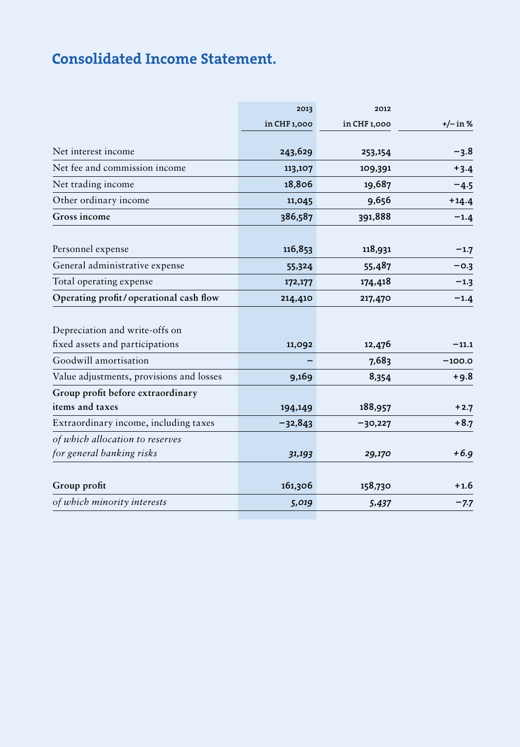# Consolidated Income Statement.

| | 2013<br>in CHF 1,000 | 2012<br>in CHF 1,000 | +/– in % |
|---|---|---|---|
| Net interest income | 243,629 | 253,154 | −3.8 |
| Net fee and commission income | 113,107 | 109,391 | +3.4 |
| Net trading income | 18,806 | 19,687 | −4.5 |
| Other ordinary income | 11,045 | 9,656 | +14.4 |
| **Gross income** | **386,587** | **391,888** | **−1.4** |
| Personnel expense | 116,853 | 118,931 | −1.7 |
| General administrative expense | 55,324 | 55,487 | −0.3 |
| Total operating expense | 172,177 | 174,418 | −1.3 |
| **Operating profit / operational cash flow** | **214,410** | **217,470** | **−1.4** |
| Depreciation and write-offs on fixed assets and participations | 11,092 | 12,476 | −11.1 |
| Goodwill amortisation | – | 7,683 | −100.0 |
| Value adjustments, provisions and losses | 9,169 | 8,354 | +9.8 |
| **Group profit before extraordinary items and taxes** | **194,149** | **188,957** | **+2.7** |
| Extraordinary income, including taxes | −32,843 | −30,227 | +8.7 |
| *of which allocation to reserves for general banking risks* | *31,193* | *29,170* | *+6.9* |
| **Group profit** | **161,306** | **158,730** | **+1.6** |
| *of which minority interests* | *5,019* | *5,437* | *−7.7* |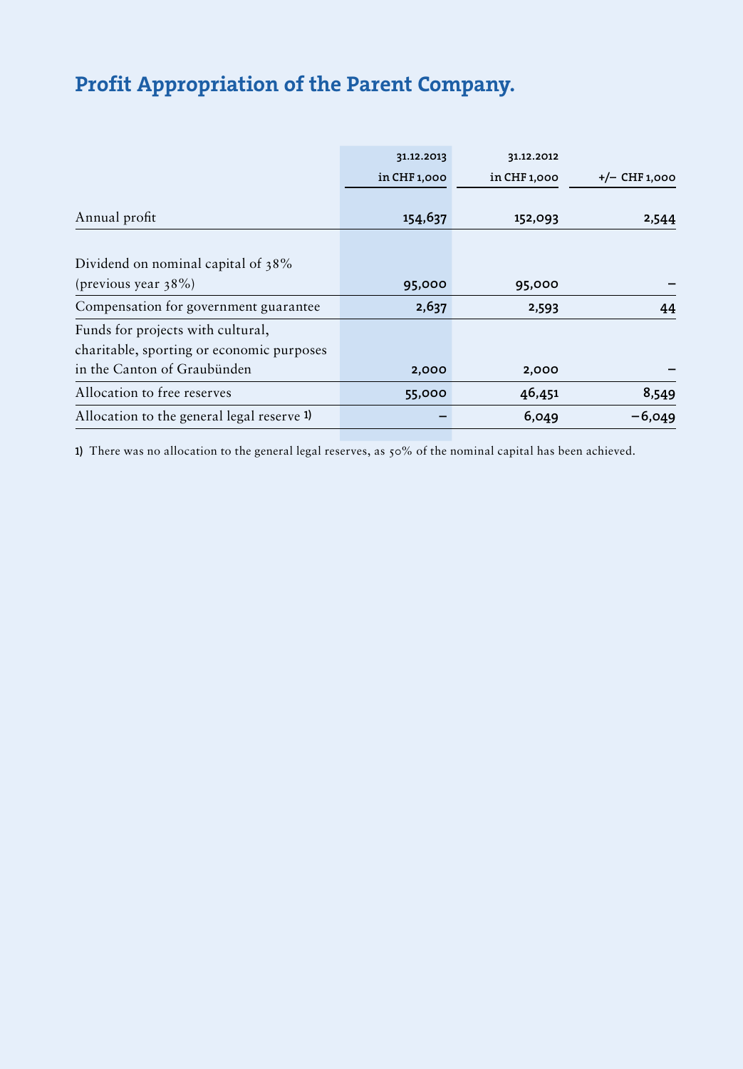# Profit Appropriation of the Parent Company.

| | 31.12.2013<br>in CHF 1,000 | 31.12.2012<br>in CHF 1,000 | +/– CHF 1,000 |
|---|---|---|---|
| Annual profit | 154,637 | 152,093 | 2,544 |
| Dividend on nominal capital of 38% (previous year 38%) | 95,000 | 95,000 | – |
| Compensation for government guarantee | 2,637 | 2,593 | 44 |
| Funds for projects with cultural, charitable, sporting or economic purposes in the Canton of Graubünden | 2,000 | 2,000 | – |
| Allocation to free reserves | 55,000 | 46,451 | 8,549 |
| Allocation to the general legal reserve 1) | – | 6,049 | –6,049 |

1) There was no allocation to the general legal reserves, as 50% of the nominal capital has been achieved.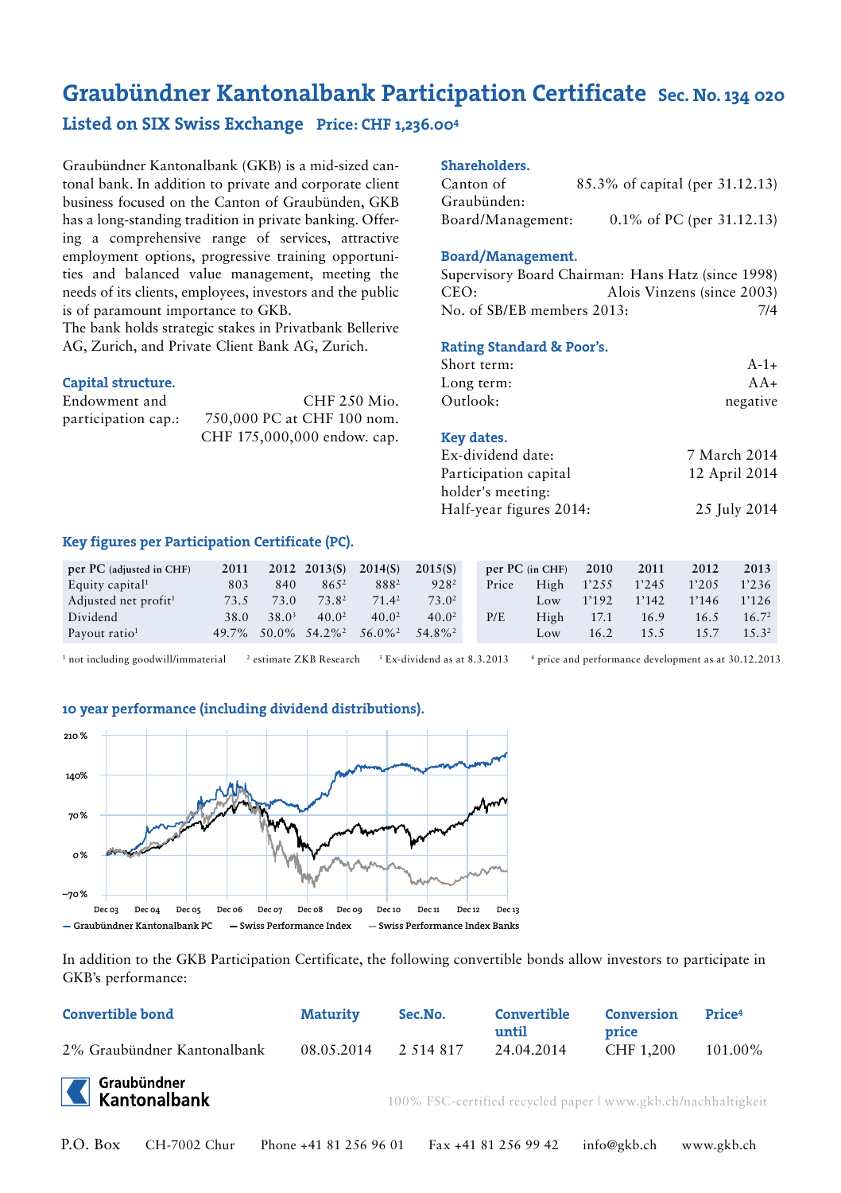# Graubündner Kantonalbank Participation Certificate Sec. No. 134 020

## Listed on SIX Swiss Exchange Price: CHF 1,236.00[4]

Graubündner Kantonalbank (GKB) is a mid-sized cantonal bank. In addition to private and corporate client business focused on the Canton of Graubünden, GKB has a long-standing tradition in private banking. Offering a comprehensive range of services, attractive employment options, progressive training opportunities and balanced value management, meeting the needs of its clients, employees, investors and the public is of paramount importance to GKB.
The bank holds strategic stakes in Privatbank Bellerive AG, Zurich, and Private Client Bank AG, Zurich.

### Capital structure.

| | |
|---|---|
| Endowment and participation cap.: | CHF 250 Mio. |
| | 750,000 PC at CHF 100 nom. |
| | CHF 175,000,000 endow. cap. |

### Shareholders.

| | |
|---|---|
| Canton of Graubünden: | 85.3% of capital (per 31.12.13) |
| Board/Management: | 0.1% of PC (per 31.12.13) |

### Board/Management.

| | |
|---|---|
| Supervisory Board Chairman: | Hans Hatz (since 1998) |
| CEO: | Alois Vinzens (since 2003) |
| No. of SB/EB members 2013: | 7/4 |

### Rating Standard & Poor's.

| | |
|---|---|
| Short term: | A-1+ |
| Long term: | AA+ |
| Outlook: | negative |

### Key dates.

| | |
|---|---|
| Ex-dividend date: | 7 March 2014 |
| Participation capital holder's meeting: | 12 April 2014 |
| Half-year figures 2014: | 25 July 2014 |

### Key figures per Participation Certificate (PC).

| per PC (adjusted in CHF) | 2011 | 2012 | 2013(S) | 2014(S) | 2015(S) |
|---|---|---|---|---|---|
| Equity capital[1] | 803 | 840 | 865[2] | 888[2] | 928[2] |
| Adjusted net profit[1] | 73.5 | 73.0 | 73.8[2] | 71.4[2] | 73.0[2] |
| Dividend | 38.0 | 38.0[3] | 40.0[2] | 40.0[2] | 40.0[2] |
| Payout ratio[1] | 49.7% | 50.0% | 54.2%[2] | 56.0%[2] | 54.8%[2] |

| per PC (in CHF) | | 2010 | 2011 | 2012 | 2013 |
|---|---|---|---|---|---|
| Price | High | 1'255 | 1'245 | 1'205 | 1'236 |
| | Low | 1'192 | 1'142 | 1'146 | 1'126 |
| P/E | High | 17.1 | 16.9 | 16.5 | 16.7[2] |
| | Low | 16.2 | 15.5 | 15.7 | 15.3[2] |

[1] not including goodwill/immaterial [2] estimate ZKB Research [3] Ex-dividend as at 8.3.2013 [4] price and performance development as at 30.12.2013

### 10 year performance (including dividend distributions).

210 %
140%
70 %
0 %
−70 %
Dec 03 Dec 04 Dec 05 Dec 06 Dec 07 Dec 08 Dec 09 Dec 10 Dec 11 Dec 12 Dec 13
— Graubündner Kantonalbank PC — Swiss Performance Index — Swiss Performance Index Banks

In addition to the GKB Participation Certificate, the following convertible bonds allow investors to participate in GKB's performance:

| Convertible bond | Maturity | Sec.No. | Convertible until | Conversion price | Price[4] |
|---|---|---|---|---|---|
| 2% Graubündner Kantonalbank | 08.05.2014 | 2 514 817 | 24.04.2014 | CHF 1,200 | 101.00% |

Graubündner Kantonalbank

100% FSC-certified recycled paper | www.gkb.ch/nachhaltigkeit

P.O. Box CH-7002 Chur Phone +41 81 256 96 01 Fax +41 81 256 99 42 info@gkb.ch www.gkb.ch